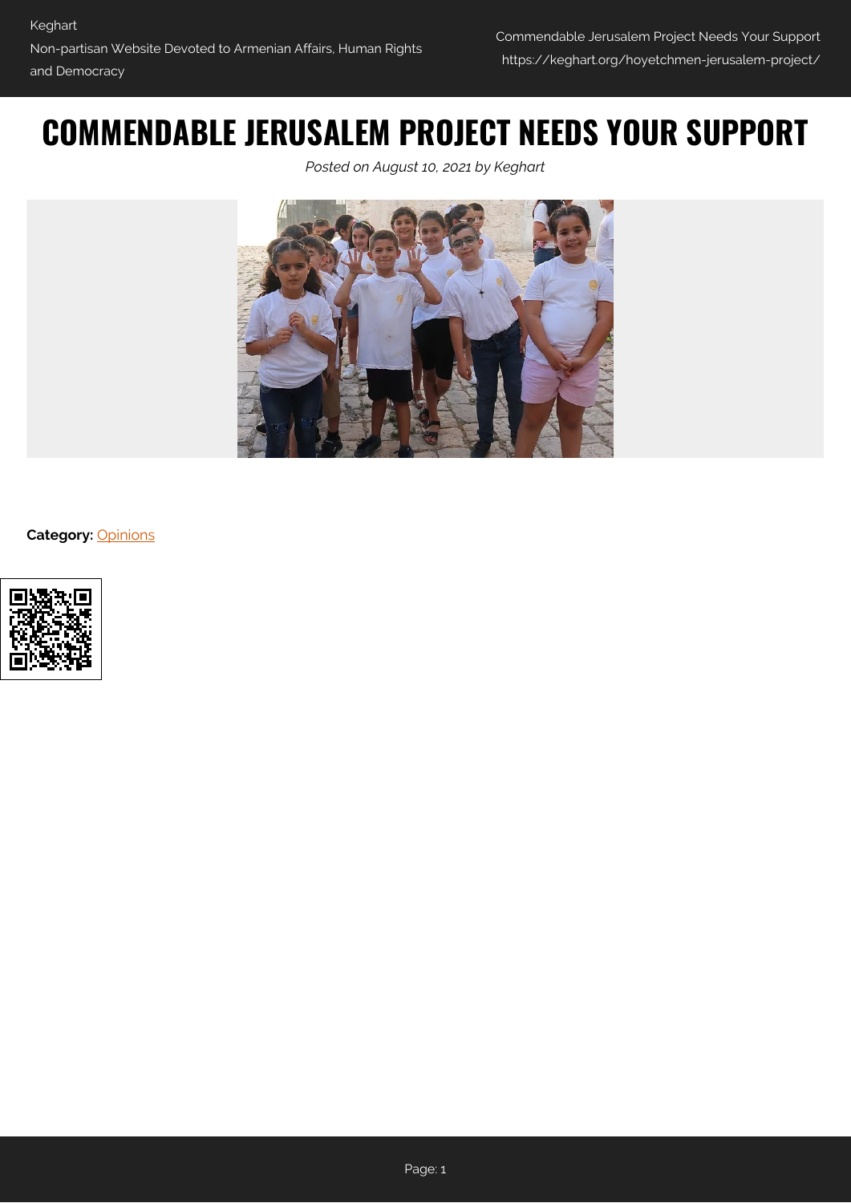# COMMENDABLE JERUSALEM PROJECT NEEDS YOUR SUPPORT

*Posted on August 10, 2021 by Keghart*

**Category:** Opinions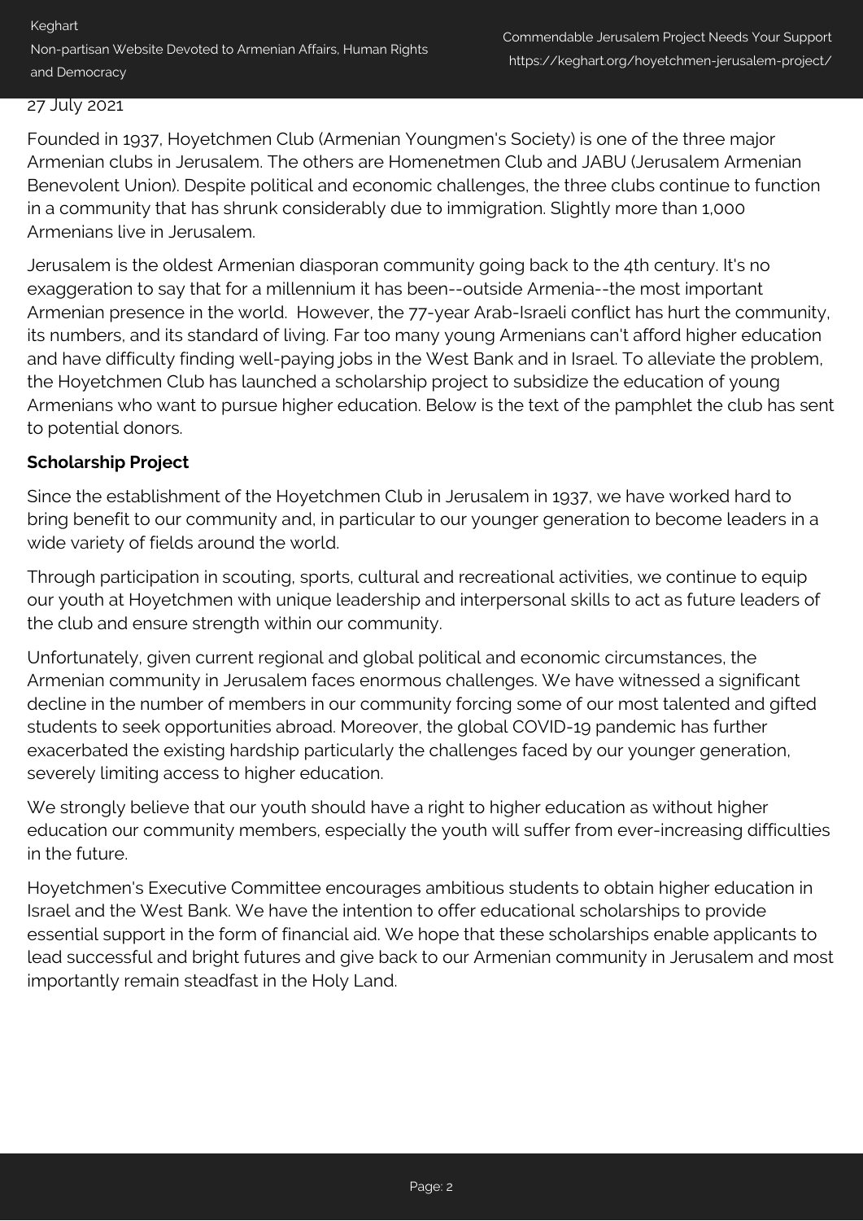27 July 2021

Founded in 1937, Hoyetchmen Club (Armenian Youngmen's Society) is one of the three major Armenian clubs in Jerusalem. The others are Homenetmen Club and JABU (Jerusalem Armenian Benevolent Union). Despite political and economic challenges, the three clubs continue to function in a community that has shrunk considerably due to immigration. Slightly more than 1,000 Armenians live in Jerusalem.

Jerusalem is the oldest Armenian diasporan community going back to the 4th century. It's no exaggeration to say that for a millennium it has been--outside Armenia--the most important Armenian presence in the world. However, the 77-year Arab-Israeli conflict has hurt the community, its numbers, and its standard of living. Far too many young Armenians can't afford higher education and have difficulty finding well-paying jobs in the West Bank and in Israel. To alleviate the problem, the Hoyetchmen Club has launched a scholarship project to subsidize the education of young Armenians who want to pursue higher education. Below is the text of the pamphlet the club has sent to potential donors.

**Scholarship Project**

Since the establishment of the Hoyetchmen Club in Jerusalem in 1937, we have worked hard to bring benefit to our community and, in particular to our younger generation to become leaders in a wide variety of fields around the world.

Through participation in scouting, sports, cultural and recreational activities, we continue to equip our youth at Hoyetchmen with unique leadership and interpersonal skills to act as future leaders of the club and ensure strength within our community.

Unfortunately, given current regional and global political and economic circumstances, the Armenian community in Jerusalem faces enormous challenges. We have witnessed a significant decline in the number of members in our community forcing some of our most talented and gifted students to seek opportunities abroad. Moreover, the global COVID-19 pandemic has further exacerbated the existing hardship particularly the challenges faced by our younger generation, severely limiting access to higher education.

We strongly believe that our youth should have a right to higher education as without higher education our community members, especially the youth will suffer from ever-increasing difficulties in the future.

Hoyetchmen's Executive Committee encourages ambitious students to obtain higher education in Israel and the West Bank. We have the intention to offer educational scholarships to provide essential support in the form of financial aid. We hope that these scholarships enable applicants to lead successful and bright futures and give back to our Armenian community in Jerusalem and most importantly remain steadfast in the Holy Land.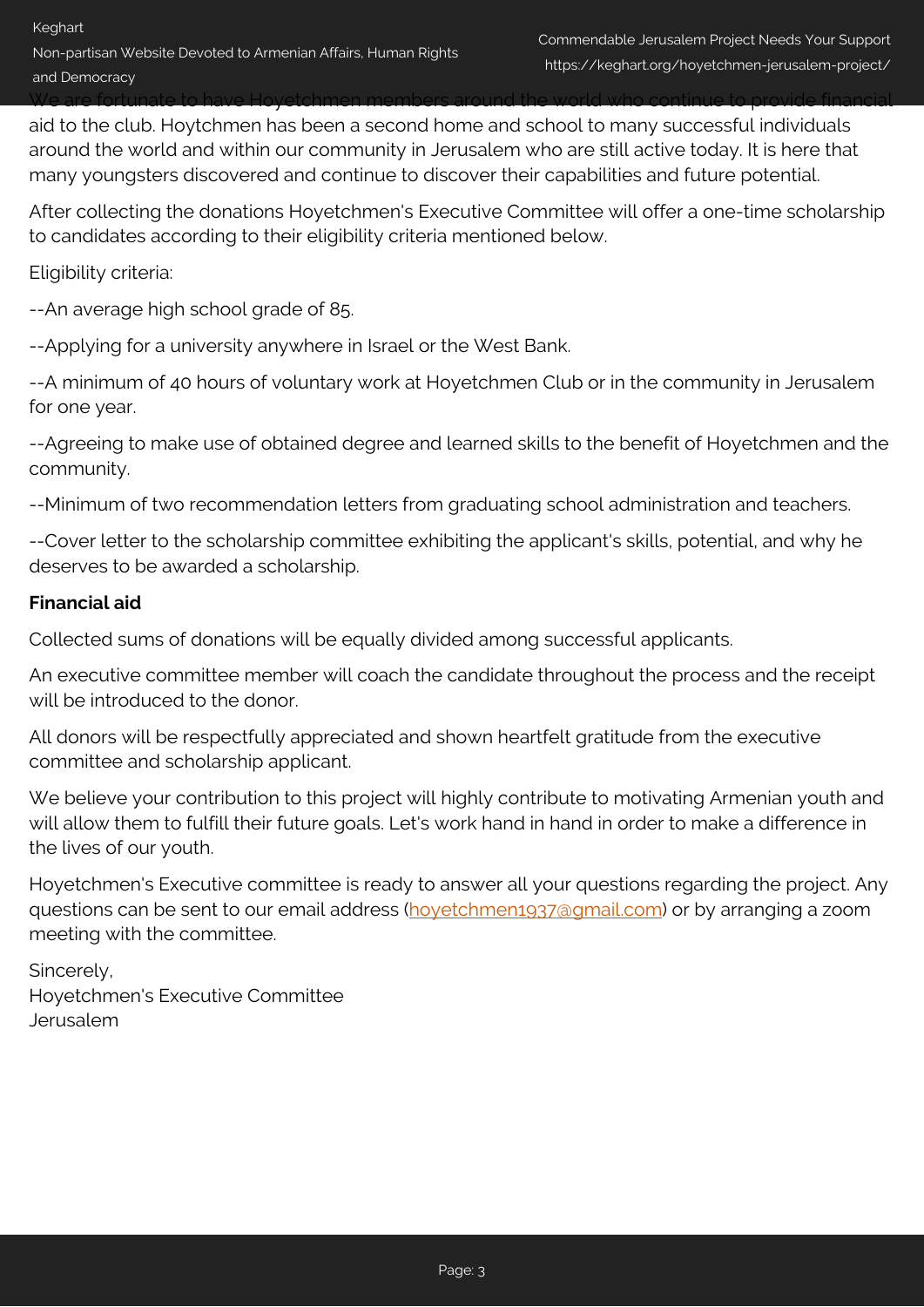We are fortunate to have Hoyetchmen members around the world who continue to provide financial aid to the club. Hoytchmen has been a second home and school to many successful individuals around the world and within our community in Jerusalem who are still active today. It is here that many youngsters discovered and continue to discover their capabilities and future potential.

After collecting the donations Hoyetchmen's Executive Committee will offer a one-time scholarship to candidates according to their eligibility criteria mentioned below.

Eligibility criteria:

--An average high school grade of 85.

--Applying for a university anywhere in Israel or the West Bank.

--A minimum of 40 hours of voluntary work at Hoyetchmen Club or in the community in Jerusalem for one year.

--Agreeing to make use of obtained degree and learned skills to the benefit of Hoyetchmen and the community.

--Minimum of two recommendation letters from graduating school administration and teachers.

--Cover letter to the scholarship committee exhibiting the applicant's skills, potential, and why he deserves to be awarded a scholarship.

**Financial aid**

Collected sums of donations will be equally divided among successful applicants.

An executive committee member will coach the candidate throughout the process and the receipt will be introduced to the donor.

All donors will be respectfully appreciated and shown heartfelt gratitude from the executive committee and scholarship applicant.

We believe your contribution to this project will highly contribute to motivating Armenian youth and will allow them to fulfill their future goals. Let's work hand in hand in order to make a difference in the lives of our youth.

Hoyetchmen's Executive committee is ready to answer all your questions regarding the project. Any questions can be sent to our email address (hoyetchmen1937@gmail.com) or by arranging a zoom meeting with the committee.

Sincerely,
Hoyetchmen's Executive Committee
Jerusalem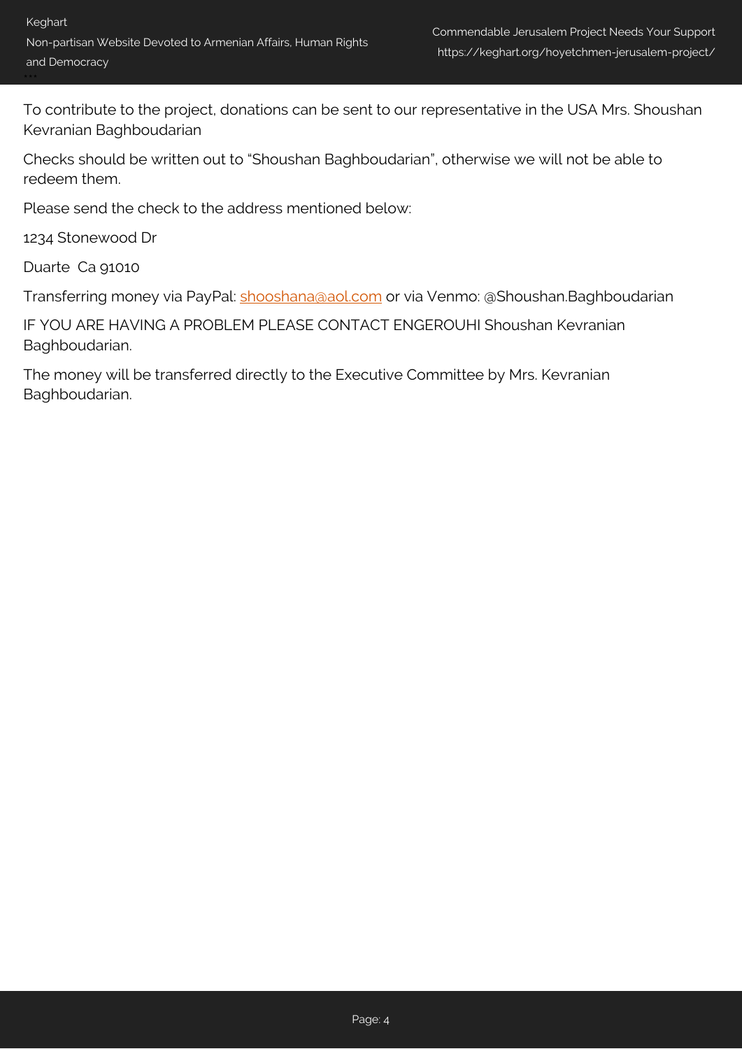To contribute to the project, donations can be sent to our representative in the USA Mrs. Shoushan Kevranian Baghboudarian

Checks should be written out to "Shoushan Baghboudarian", otherwise we will not be able to redeem them.

Please send the check to the address mentioned below:

1234 Stonewood Dr

Duarte  Ca 91010

Transferring money via PayPal: shooshana@aol.com or via Venmo: @Shoushan.Baghboudarian

IF YOU ARE HAVING A PROBLEM PLEASE CONTACT ENGEROUHI Shoushan Kevranian Baghboudarian.

The money will be transferred directly to the Executive Committee by Mrs. Kevranian Baghboudarian.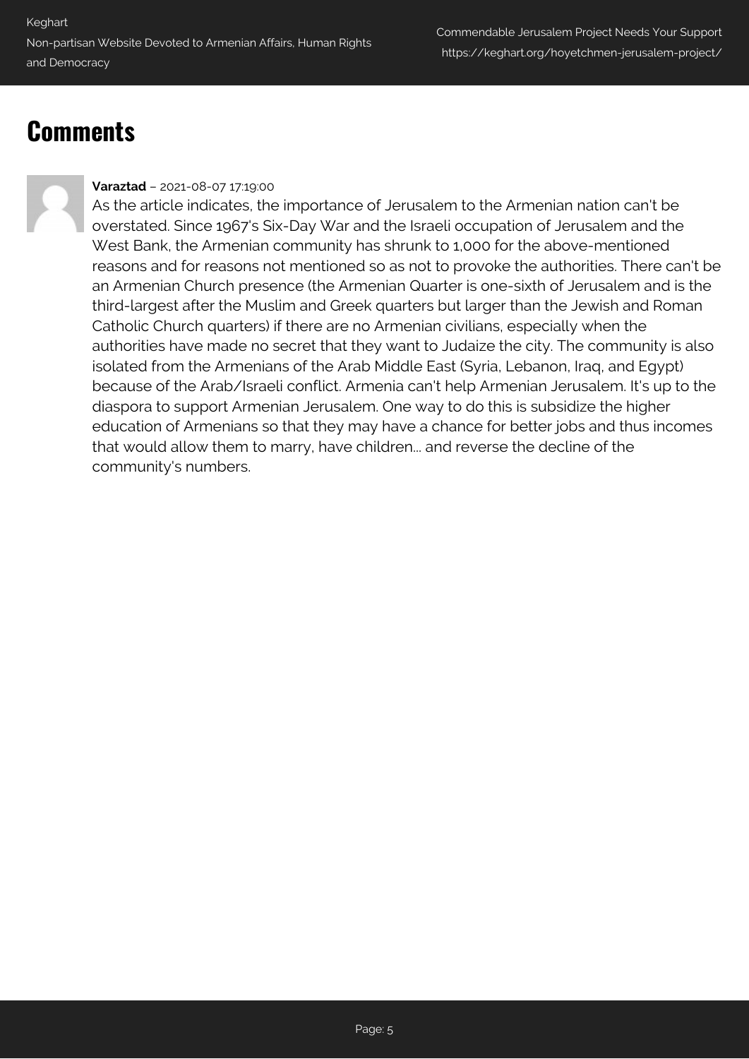## Comments

**Varaztad** – 2021-08-07 17:19:00

As the article indicates, the importance of Jerusalem to the Armenian nation can't be overstated. Since 1967's Six-Day War and the Israeli occupation of Jerusalem and the West Bank, the Armenian community has shrunk to 1,000 for the above-mentioned reasons and for reasons not mentioned so as not to provoke the authorities. There can't be an Armenian Church presence (the Armenian Quarter is one-sixth of Jerusalem and is the third-largest after the Muslim and Greek quarters but larger than the Jewish and Roman Catholic Church quarters) if there are no Armenian civilians, especially when the authorities have made no secret that they want to Judaize the city. The community is also isolated from the Armenians of the Arab Middle East (Syria, Lebanon, Iraq, and Egypt) because of the Arab/Israeli conflict. Armenia can't help Armenian Jerusalem. It's up to the diaspora to support Armenian Jerusalem. One way to do this is subsidize the higher education of Armenians so that they may have a chance for better jobs and thus incomes that would allow them to marry, have children... and reverse the decline of the community's numbers.